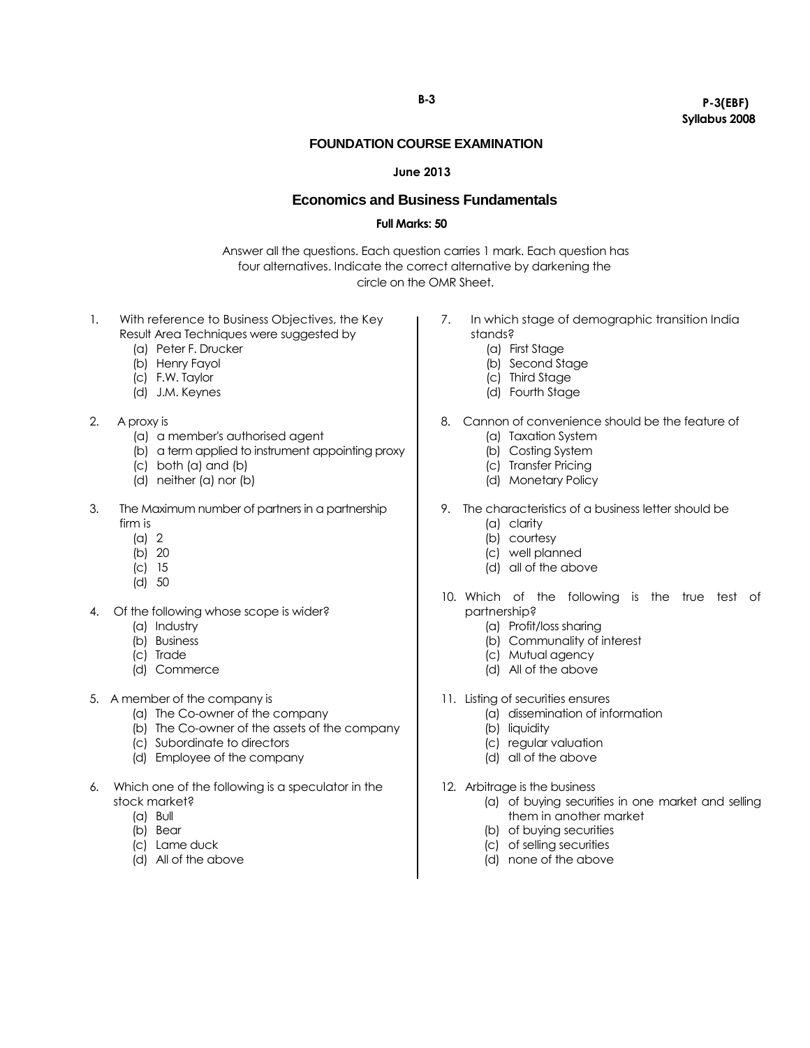B-3

**P-3(EBF)**
**Syllabus 2008**

# FOUNDATION COURSE EXAMINATION

**June 2013**

## Economics and Business Fundamentals

**Full Marks: 50**

Answer all the questions. Each question carries 1 mark. Each question has four alternatives. Indicate the correct alternative by darkening the circle on the OMR Sheet.

1. With reference to Business Objectives, the Key Result Area Techniques were suggested by
   (a) Peter F. Drucker
   (b) Henry Fayol
   (c) F.W. Taylor
   (d) J.M. Keynes

2. A proxy is
   (a) a member's authorised agent
   (b) a term applied to instrument appointing proxy
   (c) both (a) and (b)
   (d) neither (a) nor (b)

3. The Maximum number of partners in a partnership firm is
   (a) 2
   (b) 20
   (c) 15
   (d) 50

4. Of the following whose scope is wider?
   (a) Industry
   (b) Business
   (c) Trade
   (d) Commerce

5. A member of the company is
   (a) The Co-owner of the company
   (b) The Co-owner of the assets of the company
   (c) Subordinate to directors
   (d) Employee of the company

6. Which one of the following is a speculator in the stock market?
   (a) Bull
   (b) Bear
   (c) Lame duck
   (d) All of the above

7. In which stage of demographic transition India stands?
   (a) First Stage
   (b) Second Stage
   (c) Third Stage
   (d) Fourth Stage

8. Cannon of convenience should be the feature of
   (a) Taxation System
   (b) Costing System
   (c) Transfer Pricing
   (d) Monetary Policy

9. The characteristics of a business letter should be
   (a) clarity
   (b) courtesy
   (c) well planned
   (d) all of the above

10. Which of the following is the true test of partnership?
    (a) Profit/loss sharing
    (b) Communality of interest
    (c) Mutual agency
    (d) All of the above

11. Listing of securities ensures
    (a) dissemination of information
    (b) liquidity
    (c) regular valuation
    (d) all of the above

12. Arbitrage is the business
    (a) of buying securities in one market and selling them in another market
    (b) of buying securities
    (c) of selling securities
    (d) none of the above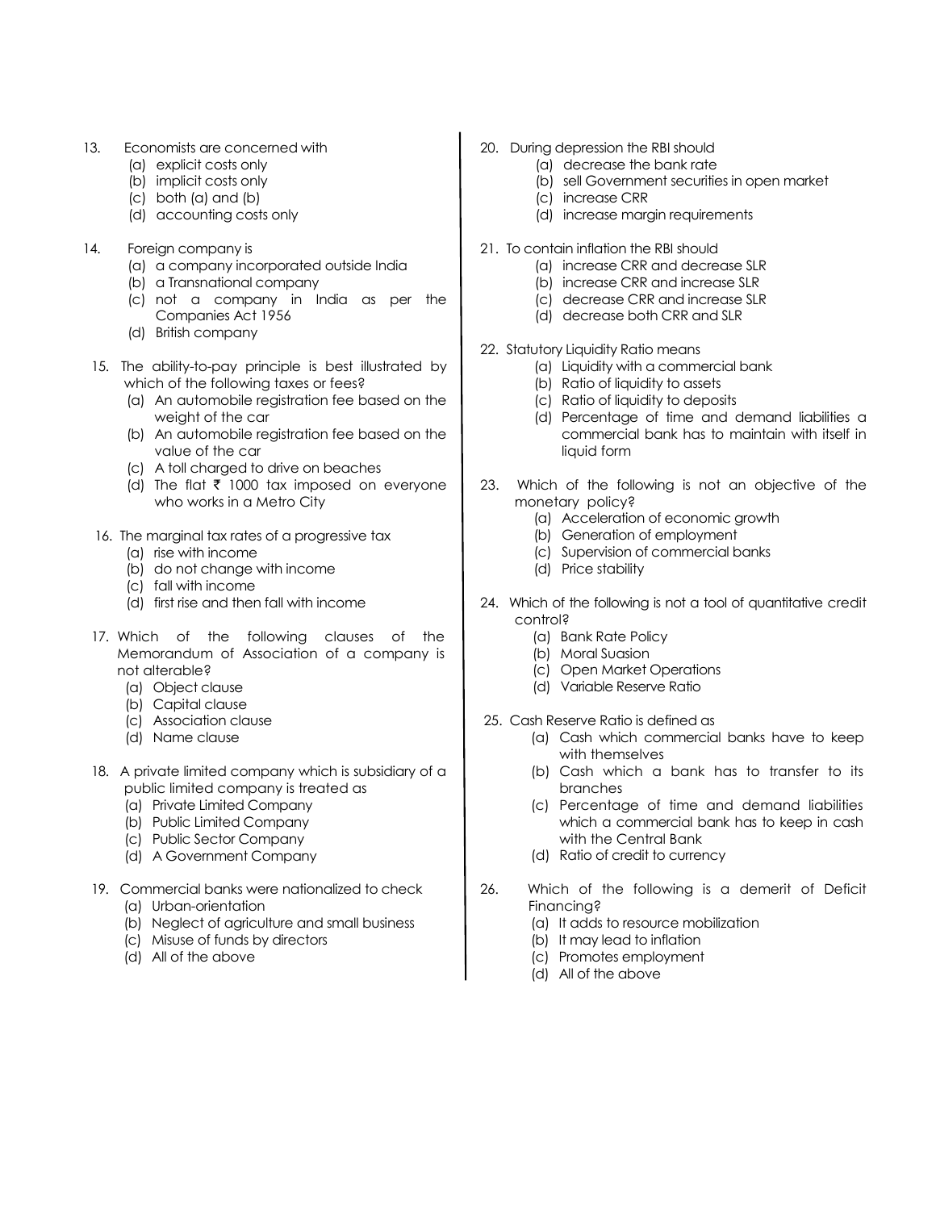13. Economists are concerned with
    - (a) explicit costs only
    - (b) implicit costs only
    - (c) both (a) and (b)
    - (d) accounting costs only

14. Foreign company is
    - (a) a company incorporated outside India
    - (b) a Transnational company
    - (c) not a company in India as per the Companies Act 1956
    - (d) British company

15. The ability-to-pay principle is best illustrated by which of the following taxes or fees?
    - (a) An automobile registration fee based on the weight of the car
    - (b) An automobile registration fee based on the value of the car
    - (c) A toll charged to drive on beaches
    - (d) The flat ₹ 1000 tax imposed on everyone who works in a Metro City

16. The marginal tax rates of a progressive tax
    - (a) rise with income
    - (b) do not change with income
    - (c) fall with income
    - (d) first rise and then fall with income

17. Which of the following clauses of the Memorandum of Association of a company is not alterable?
    - (a) Object clause
    - (b) Capital clause
    - (c) Association clause
    - (d) Name clause

18. A private limited company which is subsidiary of a public limited company is treated as
    - (a) Private Limited Company
    - (b) Public Limited Company
    - (c) Public Sector Company
    - (d) A Government Company

19. Commercial banks were nationalized to check
    - (a) Urban-orientation
    - (b) Neglect of agriculture and small business
    - (c) Misuse of funds by directors
    - (d) All of the above

20. During depression the RBI should
    - (a) decrease the bank rate
    - (b) sell Government securities in open market
    - (c) increase CRR
    - (d) increase margin requirements

21. To contain inflation the RBI should
    - (a) increase CRR and decrease SLR
    - (b) increase CRR and increase SLR
    - (c) decrease CRR and increase SLR
    - (d) decrease both CRR and SLR

22. Statutory Liquidity Ratio means
    - (a) Liquidity with a commercial bank
    - (b) Ratio of liquidity to assets
    - (c) Ratio of liquidity to deposits
    - (d) Percentage of time and demand liabilities a commercial bank has to maintain with itself in liquid form

23. Which of the following is not an objective of the monetary policy?
    - (a) Acceleration of economic growth
    - (b) Generation of employment
    - (c) Supervision of commercial banks
    - (d) Price stability

24. Which of the following is not a tool of quantitative credit control?
    - (a) Bank Rate Policy
    - (b) Moral Suasion
    - (c) Open Market Operations
    - (d) Variable Reserve Ratio

25. Cash Reserve Ratio is defined as
    - (a) Cash which commercial banks have to keep with themselves
    - (b) Cash which a bank has to transfer to its branches
    - (c) Percentage of time and demand liabilities which a commercial bank has to keep in cash with the Central Bank
    - (d) Ratio of credit to currency

26. Which of the following is a demerit of Deficit Financing?
    - (a) It adds to resource mobilization
    - (b) It may lead to inflation
    - (c) Promotes employment
    - (d) All of the above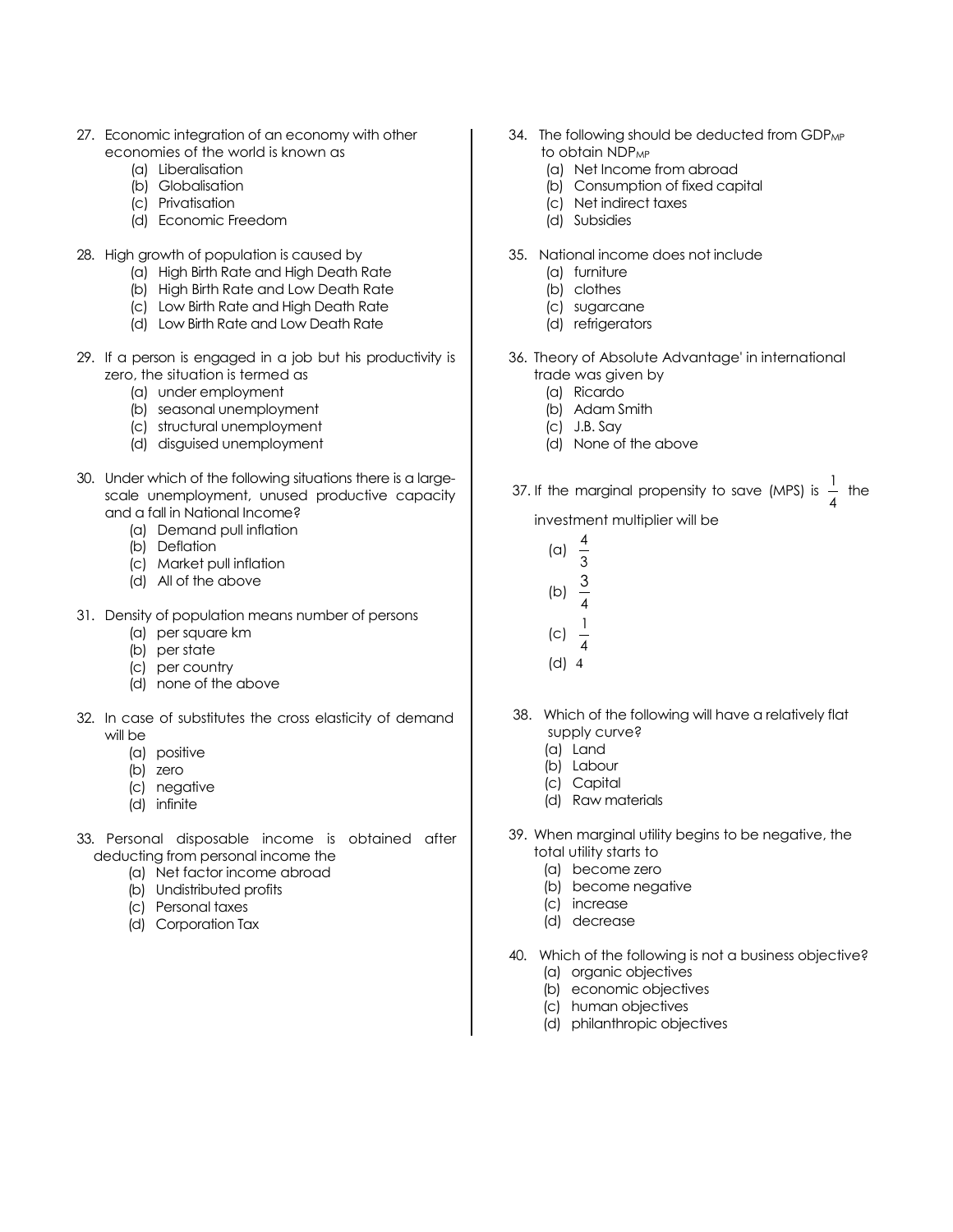27. Economic integration of an economy with other economies of the world is known as
    (a) Liberalisation
    (b) Globalisation
    (c) Privatisation
    (d) Economic Freedom

28. High growth of population is caused by
    (a) High Birth Rate and High Death Rate
    (b) High Birth Rate and Low Death Rate
    (c) Low Birth Rate and High Death Rate
    (d) Low Birth Rate and Low Death Rate

29. If a person is engaged in a job but his productivity is zero, the situation is termed as
    (a) under employment
    (b) seasonal unemployment
    (c) structural unemployment
    (d) disguised unemployment

30. Under which of the following situations there is a large-scale unemployment, unused productive capacity and a fall in National Income?
    (a) Demand pull inflation
    (b) Deflation
    (c) Market pull inflation
    (d) All of the above

31. Density of population means number of persons
    (a) per square km
    (b) per state
    (c) per country
    (d) none of the above

32. In case of substitutes the cross elasticity of demand will be
    (a) positive
    (b) zero
    (c) negative
    (d) infinite

33. Personal disposable income is obtained after deducting from personal income the
    (a) Net factor income abroad
    (b) Undistributed profits
    (c) Personal taxes
    (d) Corporation Tax

34. The following should be deducted from $GDP_{MP}$ to obtain $NDP_{MP}$
    (a) Net Income from abroad
    (b) Consumption of fixed capital
    (c) Net indirect taxes
    (d) Subsidies

35. National income does not include
    (a) furniture
    (b) clothes
    (c) sugarcane
    (d) refrigerators

36. Theory of Absolute Advantage' in international trade was given by
    (a) Ricardo
    (b) Adam Smith
    (c) J.B. Say
    (d) None of the above

37. If the marginal propensity to save (MPS) is $\frac{1}{4}$ the investment multiplier will be
    (a) $\frac{4}{3}$
    (b) $\frac{3}{4}$
    (c) $\frac{1}{4}$
    (d) 4

38. Which of the following will have a relatively flat supply curve?
    (a) Land
    (b) Labour
    (c) Capital
    (d) Raw materials

39. When marginal utility begins to be negative, the total utility starts to
    (a) become zero
    (b) become negative
    (c) increase
    (d) decrease

40. Which of the following is not a business objective?
    (a) organic objectives
    (b) economic objectives
    (c) human objectives
    (d) philanthropic objectives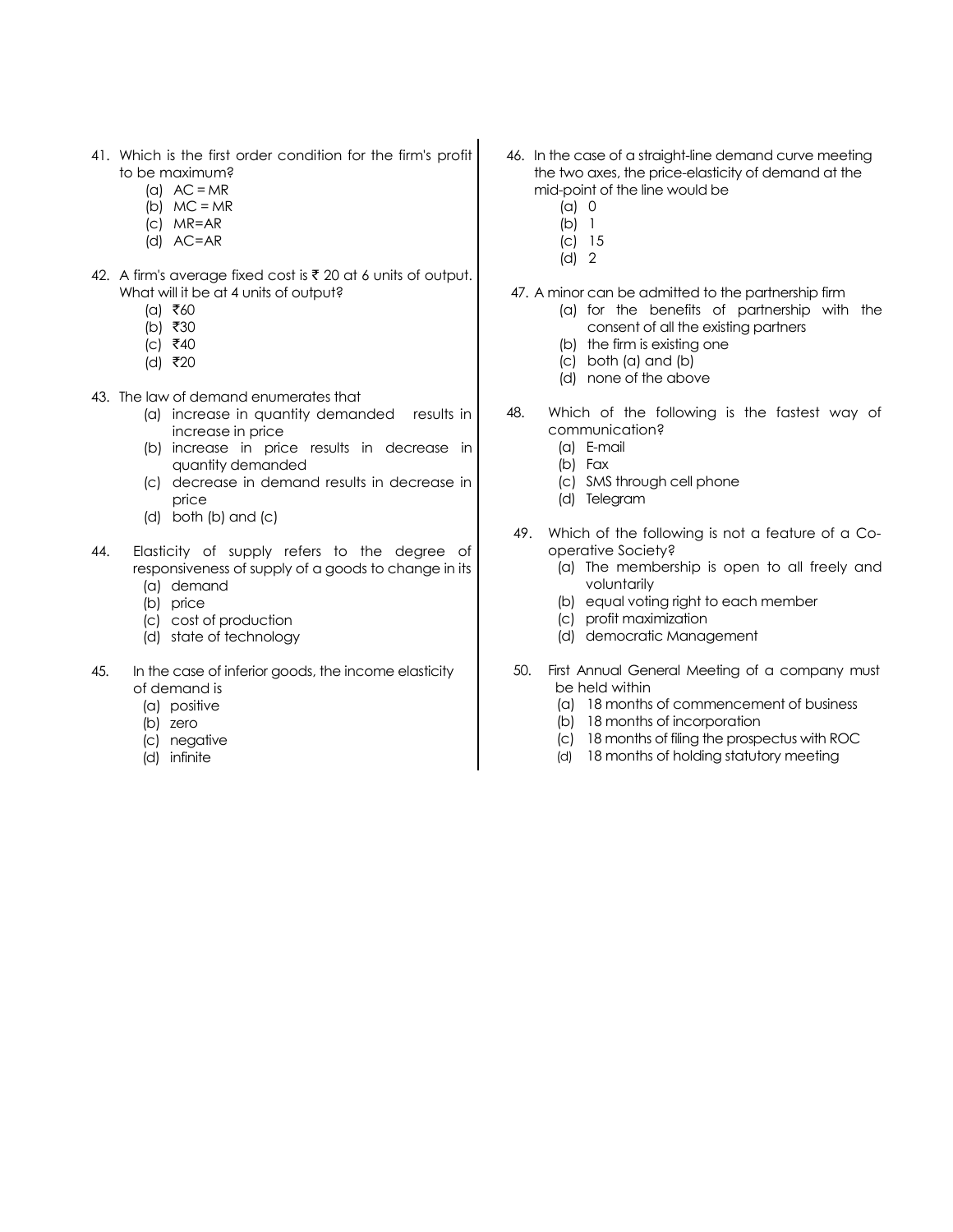41. Which is the first order condition for the firm's profit to be maximum?
    (a) AC = MR
    (b) MC = MR
    (c) MR=AR
    (d) AC=AR

42. A firm's average fixed cost is ₹ 20 at 6 units of output. What will it be at 4 units of output?
    (a) ₹60
    (b) ₹30
    (c) ₹40
    (d) ₹20

43. The law of demand enumerates that
    (a) increase in quantity demanded results in increase in price
    (b) increase in price results in decrease in quantity demanded
    (c) decrease in demand results in decrease in price
    (d) both (b) and (c)

44. Elasticity of supply refers to the degree of responsiveness of supply of a goods to change in its
    (a) demand
    (b) price
    (c) cost of production
    (d) state of technology

45. In the case of inferior goods, the income elasticity of demand is
    (a) positive
    (b) zero
    (c) negative
    (d) infinite

46. In the case of a straight-line demand curve meeting the two axes, the price-elasticity of demand at the mid-point of the line would be
    (a) 0
    (b) 1
    (c) 15
    (d) 2

47. A minor can be admitted to the partnership firm
    (a) for the benefits of partnership with the consent of all the existing partners
    (b) the firm is existing one
    (c) both (a) and (b)
    (d) none of the above

48. Which of the following is the fastest way of communication?
    (a) E-mail
    (b) Fax
    (c) SMS through cell phone
    (d) Telegram

49. Which of the following is not a feature of a Co-operative Society?
    (a) The membership is open to all freely and voluntarily
    (b) equal voting right to each member
    (c) profit maximization
    (d) democratic Management

50. First Annual General Meeting of a company must be held within
    (a) 18 months of commencement of business
    (b) 18 months of incorporation
    (c) 18 months of filing the prospectus with ROC
    (d) 18 months of holding statutory meeting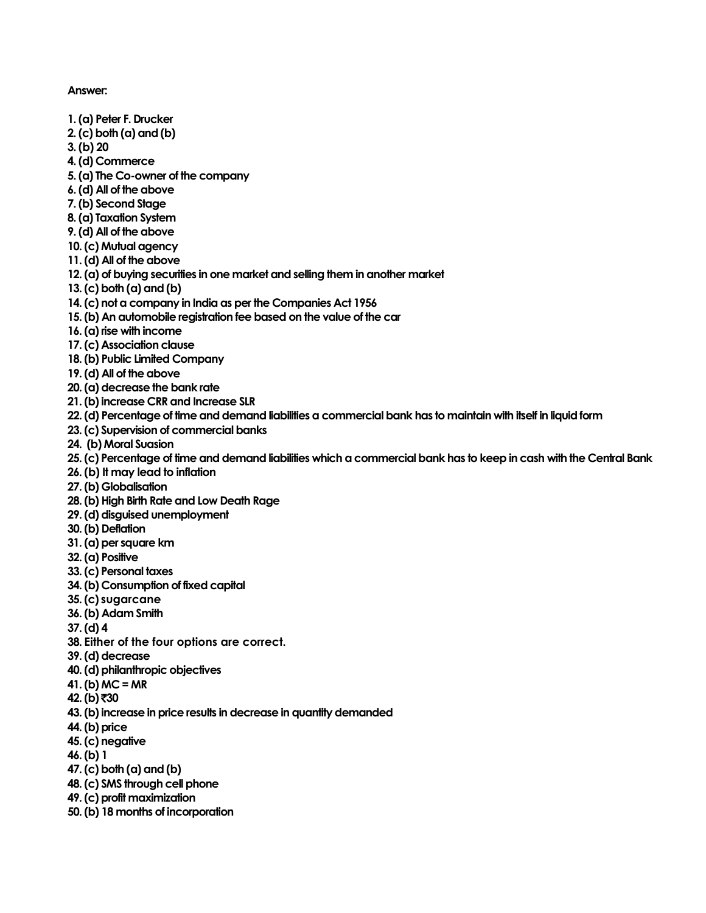**Answer:**

**1. (a) Peter F. Drucker**
**2. (c) both (a) and (b)**
**3. (b) 20**
**4. (d) Commerce**
**5. (a) The Co-owner of the company**
**6. (d) All of the above**
**7. (b) Second Stage**
**8. (a) Taxation System**
**9. (d) All of the above**
**10. (c) Mutual agency**
**11. (d) All of the above**
**12. (a) of buying securities in one market and selling them in another market**
**13. (c) both (a) and (b)**
**14. (c) not a company in India as per the Companies Act 1956**
**15. (b) An automobile registration fee based on the value of the car**
**16. (a) rise with income**
**17. (c) Association clause**
**18. (b) Public Limited Company**
**19. (d) All of the above**
**20. (a) decrease the bank rate**
**21. (b) increase CRR and Increase SLR**
**22. (d) Percentage of time and demand liabilities a commercial bank has to maintain with itself in liquid form**
**23. (c) Supervision of commercial banks**
**24. (b) Moral Suasion**
**25. (c) Percentage of time and demand liabilities which a commercial bank has to keep in cash with the Central Bank**
**26. (b) It may lead to inflation**
**27. (b) Globalisation**
**28. (b) High Birth Rate and Low Death Rage**
**29. (d) disguised unemployment**
**30. (b) Deflation**
**31. (a) per square km**
**32. (a) Positive**
**33. (c) Personal taxes**
**34. (b) Consumption of fixed capital**
**35. (c) sugarcane**
**36. (b) Adam Smith**
**37. (d) 4**
**38. Either of the four options are correct.**
**39. (d) decrease**
**40. (d) philanthropic objectives**
**41. (b) MC = MR**
**42. (b) ₹30**
**43. (b) increase in price results in decrease in quantity demanded**
**44. (b) price**
**45. (c) negative**
**46. (b) 1**
**47. (c) both (a) and (b)**
**48. (c) SMS through cell phone**
**49. (c) profit maximization**
**50. (b) 18 months of incorporation**